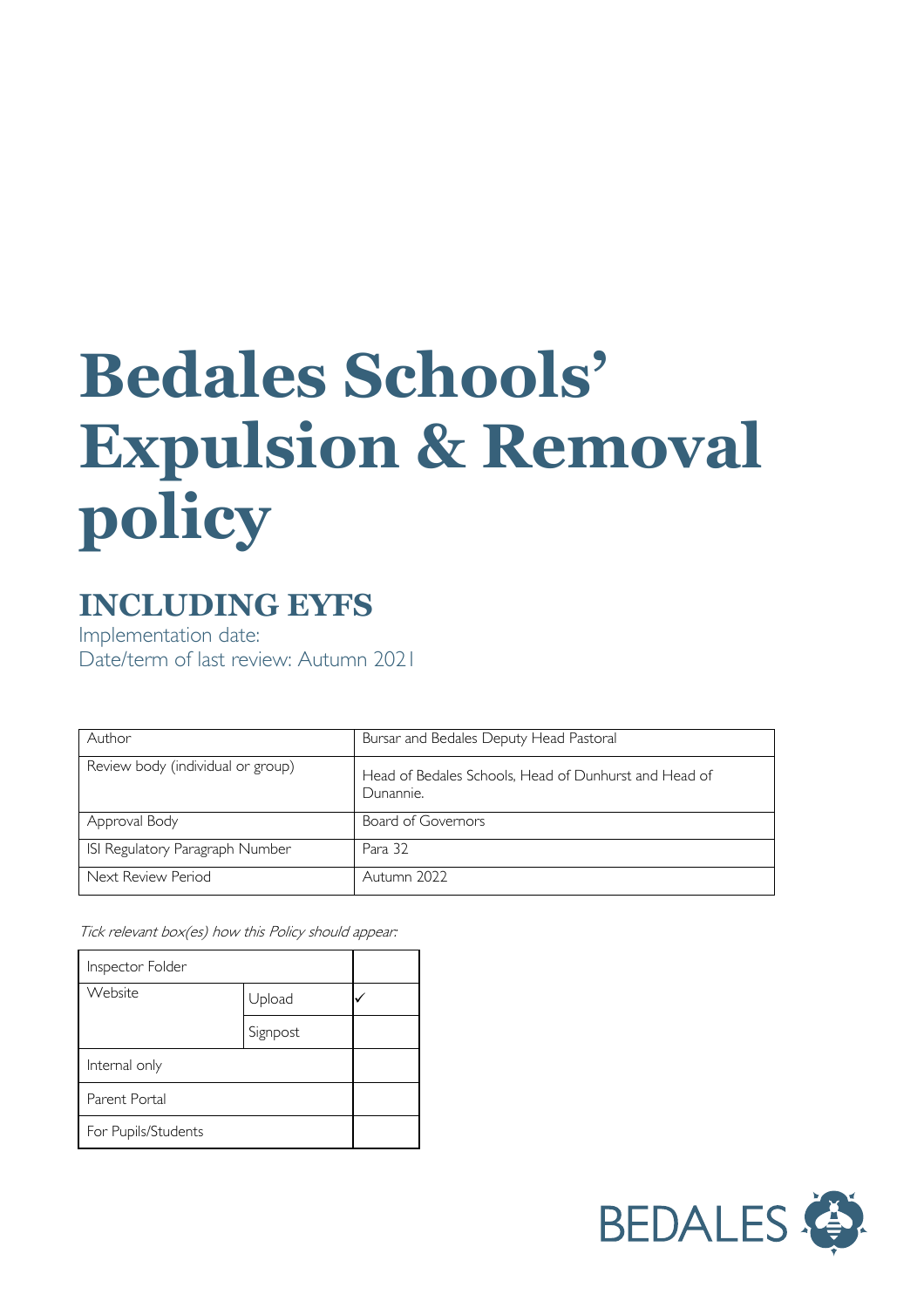# Bedales Schools' Expulsion & Removal policy

## INCLUDING EYFS

Implementation date:
Date/term of last review: Autumn 2021

| Author | Bursar and Bedales Deputy Head Pastoral |
|---|---|
| Review body (individual or group) | Head of Bedales Schools, Head of Dunhurst and Head of Dunannie. |
| Approval Body | Board of Governors |
| ISI Regulatory Paragraph Number | Para 32 |
| Next Review Period | Autumn 2022 |

*Tick relevant box(es) how this Policy should appear:*

| Inspector Folder | | |
|---|---|---|
| Website | Upload | ✓ |
| | Signpost | |
| Internal only | | |
| Parent Portal | | |
| For Pupils/Students | | |

BEDALES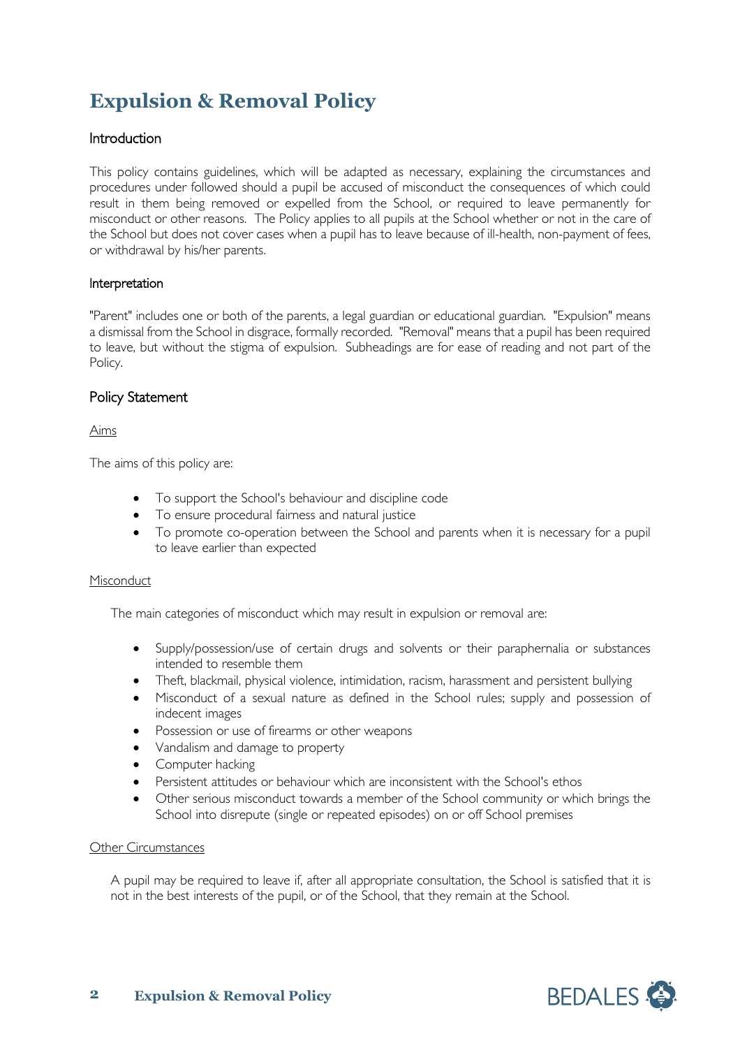# Expulsion & Removal Policy

## Introduction

This policy contains guidelines, which will be adapted as necessary, explaining the circumstances and procedures under followed should a pupil be accused of misconduct the consequences of which could result in them being removed or expelled from the School, or required to leave permanently for misconduct or other reasons. The Policy applies to all pupils at the School whether or not in the care of the School but does not cover cases when a pupil has to leave because of ill-health, non-payment of fees, or withdrawal by his/her parents.

## Interpretation

"Parent" includes one or both of the parents, a legal guardian or educational guardian. "Expulsion" means a dismissal from the School in disgrace, formally recorded. "Removal" means that a pupil has been required to leave, but without the stigma of expulsion. Subheadings are for ease of reading and not part of the Policy.

## Policy Statement

### Aims

The aims of this policy are:

- To support the School's behaviour and discipline code
- To ensure procedural fairness and natural justice
- To promote co-operation between the School and parents when it is necessary for a pupil to leave earlier than expected

### Misconduct

The main categories of misconduct which may result in expulsion or removal are:

- Supply/possession/use of certain drugs and solvents or their paraphernalia or substances intended to resemble them
- Theft, blackmail, physical violence, intimidation, racism, harassment and persistent bullying
- Misconduct of a sexual nature as defined in the School rules; supply and possession of indecent images
- Possession or use of firearms or other weapons
- Vandalism and damage to property
- Computer hacking
- Persistent attitudes or behaviour which are inconsistent with the School's ethos
- Other serious misconduct towards a member of the School community or which brings the School into disrepute (single or repeated episodes) on or off School premises

### Other Circumstances

A pupil may be required to leave if, after all appropriate consultation, the School is satisfied that it is not in the best interests of the pupil, or of the School, that they remain at the School.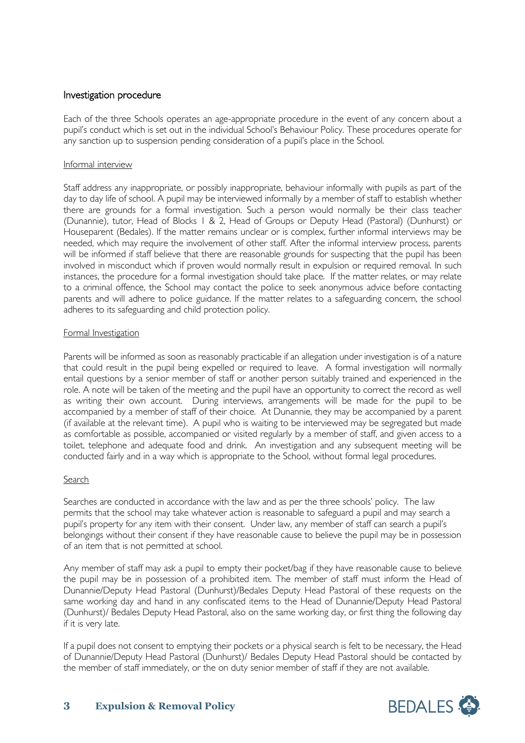## Investigation procedure

Each of the three Schools operates an age-appropriate procedure in the event of any concern about a pupil's conduct which is set out in the individual School's Behaviour Policy. These procedures operate for any sanction up to suspension pending consideration of a pupil's place in the School.

### Informal interview

Staff address any inappropriate, or possibly inappropriate, behaviour informally with pupils as part of the day to day life of school. A pupil may be interviewed informally by a member of staff to establish whether there are grounds for a formal investigation. Such a person would normally be their class teacher (Dunannie), tutor, Head of Blocks 1 & 2, Head of Groups or Deputy Head (Pastoral) (Dunhurst) or Houseparent (Bedales). If the matter remains unclear or is complex, further informal interviews may be needed, which may require the involvement of other staff. After the informal interview process, parents will be informed if staff believe that there are reasonable grounds for suspecting that the pupil has been involved in misconduct which if proven would normally result in expulsion or required removal. In such instances, the procedure for a formal investigation should take place. If the matter relates, or may relate to a criminal offence, the School may contact the police to seek anonymous advice before contacting parents and will adhere to police guidance. If the matter relates to a safeguarding concern, the school adheres to its safeguarding and child protection policy.

### Formal Investigation

Parents will be informed as soon as reasonably practicable if an allegation under investigation is of a nature that could result in the pupil being expelled or required to leave. A formal investigation will normally entail questions by a senior member of staff or another person suitably trained and experienced in the role. A note will be taken of the meeting and the pupil have an opportunity to correct the record as well as writing their own account. During interviews, arrangements will be made for the pupil to be accompanied by a member of staff of their choice. At Dunannie, they may be accompanied by a parent (if available at the relevant time). A pupil who is waiting to be interviewed may be segregated but made as comfortable as possible, accompanied or visited regularly by a member of staff, and given access to a toilet, telephone and adequate food and drink. An investigation and any subsequent meeting will be conducted fairly and in a way which is appropriate to the School, without formal legal procedures.

### Search

Searches are conducted in accordance with the law and as per the three schools' policy. The law permits that the school may take whatever action is reasonable to safeguard a pupil and may search a pupil's property for any item with their consent. Under law, any member of staff can search a pupil's belongings without their consent if they have reasonable cause to believe the pupil may be in possession of an item that is not permitted at school.

Any member of staff may ask a pupil to empty their pocket/bag if they have reasonable cause to believe the pupil may be in possession of a prohibited item. The member of staff must inform the Head of Dunannie/Deputy Head Pastoral (Dunhurst)/Bedales Deputy Head Pastoral of these requests on the same working day and hand in any confiscated items to the Head of Dunannie/Deputy Head Pastoral (Dunhurst)/ Bedales Deputy Head Pastoral, also on the same working day, or first thing the following day if it is very late.

If a pupil does not consent to emptying their pockets or a physical search is felt to be necessary, the Head of Dunannie/Deputy Head Pastoral (Dunhurst)/ Bedales Deputy Head Pastoral should be contacted by the member of staff immediately, or the on duty senior member of staff if they are not available.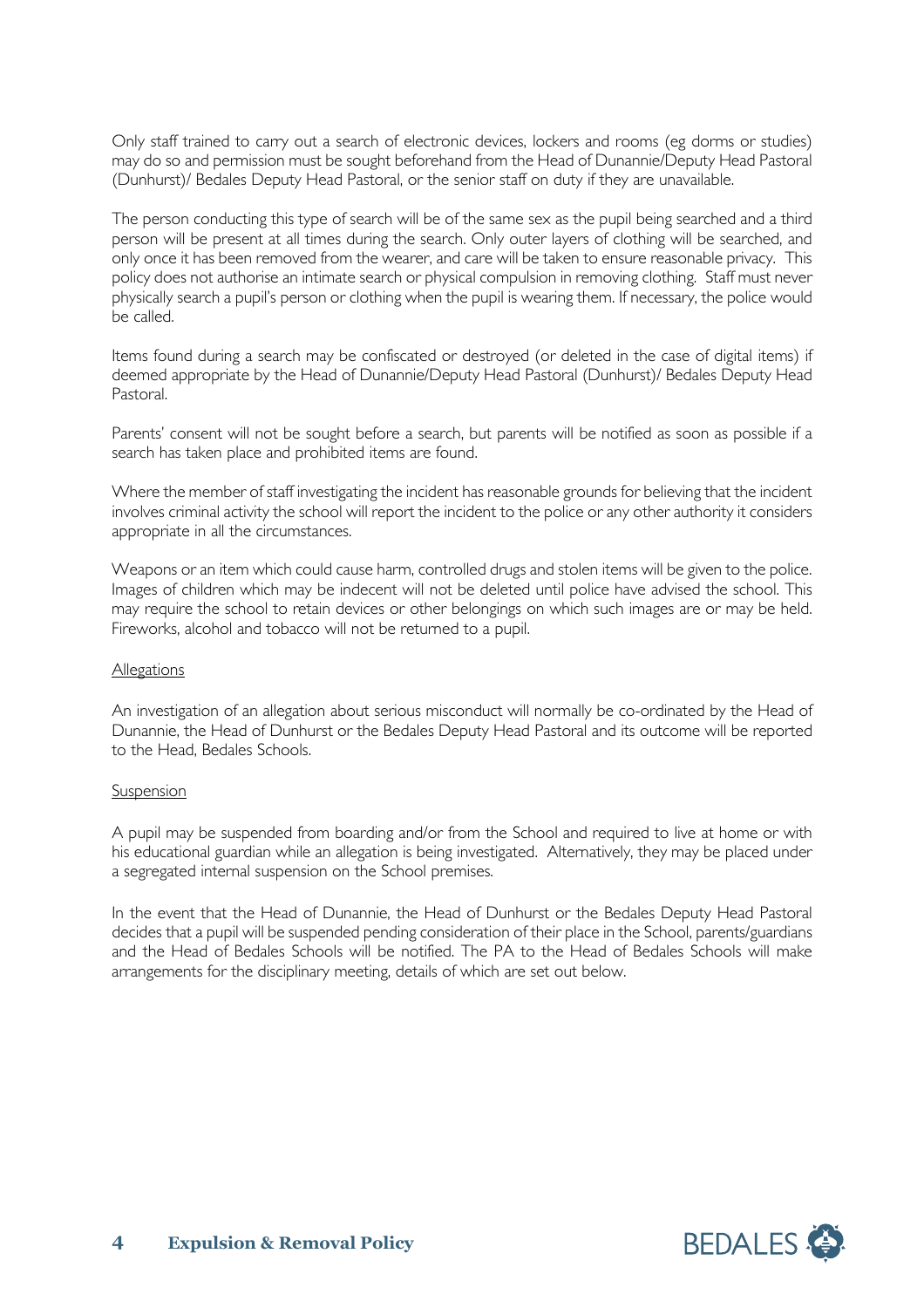Only staff trained to carry out a search of electronic devices, lockers and rooms (eg dorms or studies) may do so and permission must be sought beforehand from the Head of Dunannie/Deputy Head Pastoral (Dunhurst)/ Bedales Deputy Head Pastoral, or the senior staff on duty if they are unavailable.

The person conducting this type of search will be of the same sex as the pupil being searched and a third person will be present at all times during the search. Only outer layers of clothing will be searched, and only once it has been removed from the wearer, and care will be taken to ensure reasonable privacy. This policy does not authorise an intimate search or physical compulsion in removing clothing. Staff must never physically search a pupil's person or clothing when the pupil is wearing them. If necessary, the police would be called.

Items found during a search may be confiscated or destroyed (or deleted in the case of digital items) if deemed appropriate by the Head of Dunannie/Deputy Head Pastoral (Dunhurst)/ Bedales Deputy Head Pastoral.

Parents' consent will not be sought before a search, but parents will be notified as soon as possible if a search has taken place and prohibited items are found.

Where the member of staff investigating the incident has reasonable grounds for believing that the incident involves criminal activity the school will report the incident to the police or any other authority it considers appropriate in all the circumstances.

Weapons or an item which could cause harm, controlled drugs and stolen items will be given to the police. Images of children which may be indecent will not be deleted until police have advised the school. This may require the school to retain devices or other belongings on which such images are or may be held. Fireworks, alcohol and tobacco will not be returned to a pupil.

## Allegations

An investigation of an allegation about serious misconduct will normally be co-ordinated by the Head of Dunannie, the Head of Dunhurst or the Bedales Deputy Head Pastoral and its outcome will be reported to the Head, Bedales Schools.

## Suspension

A pupil may be suspended from boarding and/or from the School and required to live at home or with his educational guardian while an allegation is being investigated. Alternatively, they may be placed under a segregated internal suspension on the School premises.

In the event that the Head of Dunannie, the Head of Dunhurst or the Bedales Deputy Head Pastoral decides that a pupil will be suspended pending consideration of their place in the School, parents/guardians and the Head of Bedales Schools will be notified. The PA to the Head of Bedales Schools will make arrangements for the disciplinary meeting, details of which are set out below.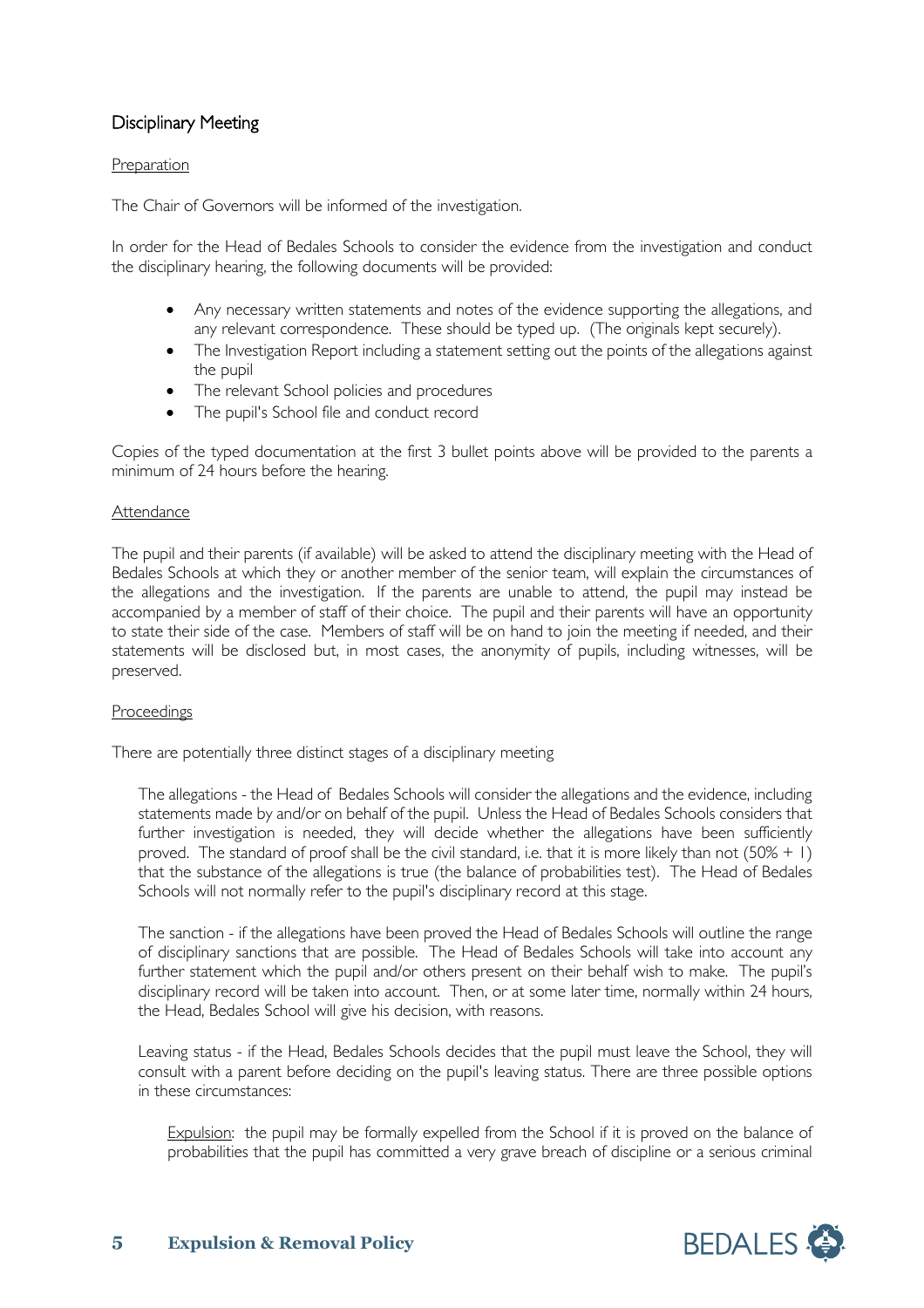## Disciplinary Meeting

Preparation

The Chair of Governors will be informed of the investigation.

In order for the Head of Bedales Schools to consider the evidence from the investigation and conduct the disciplinary hearing, the following documents will be provided:

- Any necessary written statements and notes of the evidence supporting the allegations, and any relevant correspondence. These should be typed up. (The originals kept securely).
- The Investigation Report including a statement setting out the points of the allegations against the pupil
- The relevant School policies and procedures
- The pupil's School file and conduct record

Copies of the typed documentation at the first 3 bullet points above will be provided to the parents a minimum of 24 hours before the hearing.

Attendance

The pupil and their parents (if available) will be asked to attend the disciplinary meeting with the Head of Bedales Schools at which they or another member of the senior team, will explain the circumstances of the allegations and the investigation. If the parents are unable to attend, the pupil may instead be accompanied by a member of staff of their choice. The pupil and their parents will have an opportunity to state their side of the case. Members of staff will be on hand to join the meeting if needed, and their statements will be disclosed but, in most cases, the anonymity of pupils, including witnesses, will be preserved.

Proceedings

There are potentially three distinct stages of a disciplinary meeting

The allegations - the Head of Bedales Schools will consider the allegations and the evidence, including statements made by and/or on behalf of the pupil. Unless the Head of Bedales Schools considers that further investigation is needed, they will decide whether the allegations have been sufficiently proved. The standard of proof shall be the civil standard, i.e. that it is more likely than not (50% + 1) that the substance of the allegations is true (the balance of probabilities test). The Head of Bedales Schools will not normally refer to the pupil's disciplinary record at this stage.

The sanction - if the allegations have been proved the Head of Bedales Schools will outline the range of disciplinary sanctions that are possible. The Head of Bedales Schools will take into account any further statement which the pupil and/or others present on their behalf wish to make. The pupil's disciplinary record will be taken into account. Then, or at some later time, normally within 24 hours, the Head, Bedales School will give his decision, with reasons.

Leaving status - if the Head, Bedales Schools decides that the pupil must leave the School, they will consult with a parent before deciding on the pupil's leaving status. There are three possible options in these circumstances:

Expulsion: the pupil may be formally expelled from the School if it is proved on the balance of probabilities that the pupil has committed a very grave breach of discipline or a serious criminal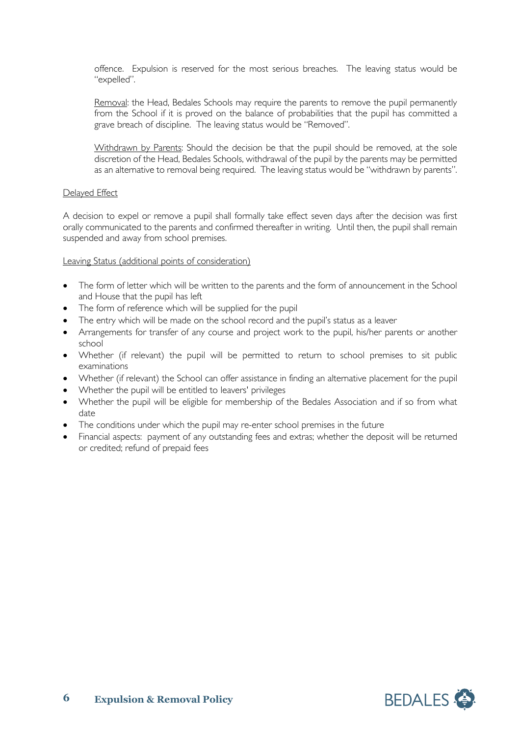offence. Expulsion is reserved for the most serious breaches. The leaving status would be "expelled".

Removal: the Head, Bedales Schools may require the parents to remove the pupil permanently from the School if it is proved on the balance of probabilities that the pupil has committed a grave breach of discipline. The leaving status would be "Removed".

Withdrawn by Parents: Should the decision be that the pupil should be removed, at the sole discretion of the Head, Bedales Schools, withdrawal of the pupil by the parents may be permitted as an alternative to removal being required. The leaving status would be "withdrawn by parents".

Delayed Effect

A decision to expel or remove a pupil shall formally take effect seven days after the decision was first orally communicated to the parents and confirmed thereafter in writing. Until then, the pupil shall remain suspended and away from school premises.

Leaving Status (additional points of consideration)

- The form of letter which will be written to the parents and the form of announcement in the School and House that the pupil has left
- The form of reference which will be supplied for the pupil
- The entry which will be made on the school record and the pupil's status as a leaver
- Arrangements for transfer of any course and project work to the pupil, his/her parents or another school
- Whether (if relevant) the pupil will be permitted to return to school premises to sit public examinations
- Whether (if relevant) the School can offer assistance in finding an alternative placement for the pupil
- Whether the pupil will be entitled to leavers' privileges
- Whether the pupil will be eligible for membership of the Bedales Association and if so from what date
- The conditions under which the pupil may re-enter school premises in the future
- Financial aspects: payment of any outstanding fees and extras; whether the deposit will be returned or credited; refund of prepaid fees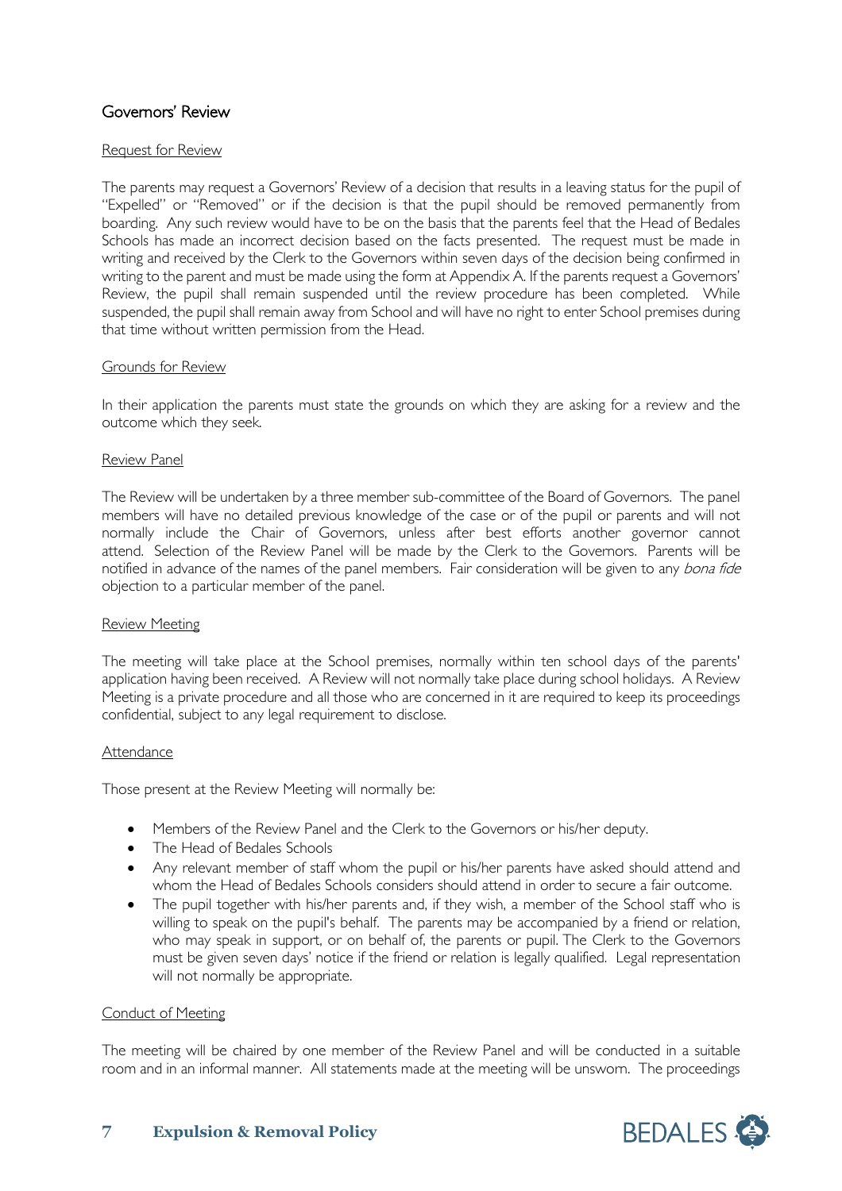## Governors' Review

### Request for Review

The parents may request a Governors' Review of a decision that results in a leaving status for the pupil of "Expelled" or "Removed" or if the decision is that the pupil should be removed permanently from boarding. Any such review would have to be on the basis that the parents feel that the Head of Bedales Schools has made an incorrect decision based on the facts presented. The request must be made in writing and received by the Clerk to the Governors within seven days of the decision being confirmed in writing to the parent and must be made using the form at Appendix A. If the parents request a Governors' Review, the pupil shall remain suspended until the review procedure has been completed. While suspended, the pupil shall remain away from School and will have no right to enter School premises during that time without written permission from the Head.

### Grounds for Review

In their application the parents must state the grounds on which they are asking for a review and the outcome which they seek.

### Review Panel

The Review will be undertaken by a three member sub-committee of the Board of Governors. The panel members will have no detailed previous knowledge of the case or of the pupil or parents and will not normally include the Chair of Governors, unless after best efforts another governor cannot attend. Selection of the Review Panel will be made by the Clerk to the Governors. Parents will be notified in advance of the names of the panel members. Fair consideration will be given to any *bona fide* objection to a particular member of the panel.

### Review Meeting

The meeting will take place at the School premises, normally within ten school days of the parents' application having been received. A Review will not normally take place during school holidays. A Review Meeting is a private procedure and all those who are concerned in it are required to keep its proceedings confidential, subject to any legal requirement to disclose.

### Attendance

Those present at the Review Meeting will normally be:

- Members of the Review Panel and the Clerk to the Governors or his/her deputy.
- The Head of Bedales Schools
- Any relevant member of staff whom the pupil or his/her parents have asked should attend and whom the Head of Bedales Schools considers should attend in order to secure a fair outcome.
- The pupil together with his/her parents and, if they wish, a member of the School staff who is willing to speak on the pupil's behalf. The parents may be accompanied by a friend or relation, who may speak in support, or on behalf of, the parents or pupil. The Clerk to the Governors must be given seven days' notice if the friend or relation is legally qualified. Legal representation will not normally be appropriate.

### Conduct of Meeting

The meeting will be chaired by one member of the Review Panel and will be conducted in a suitable room and in an informal manner. All statements made at the meeting will be unsworn. The proceedings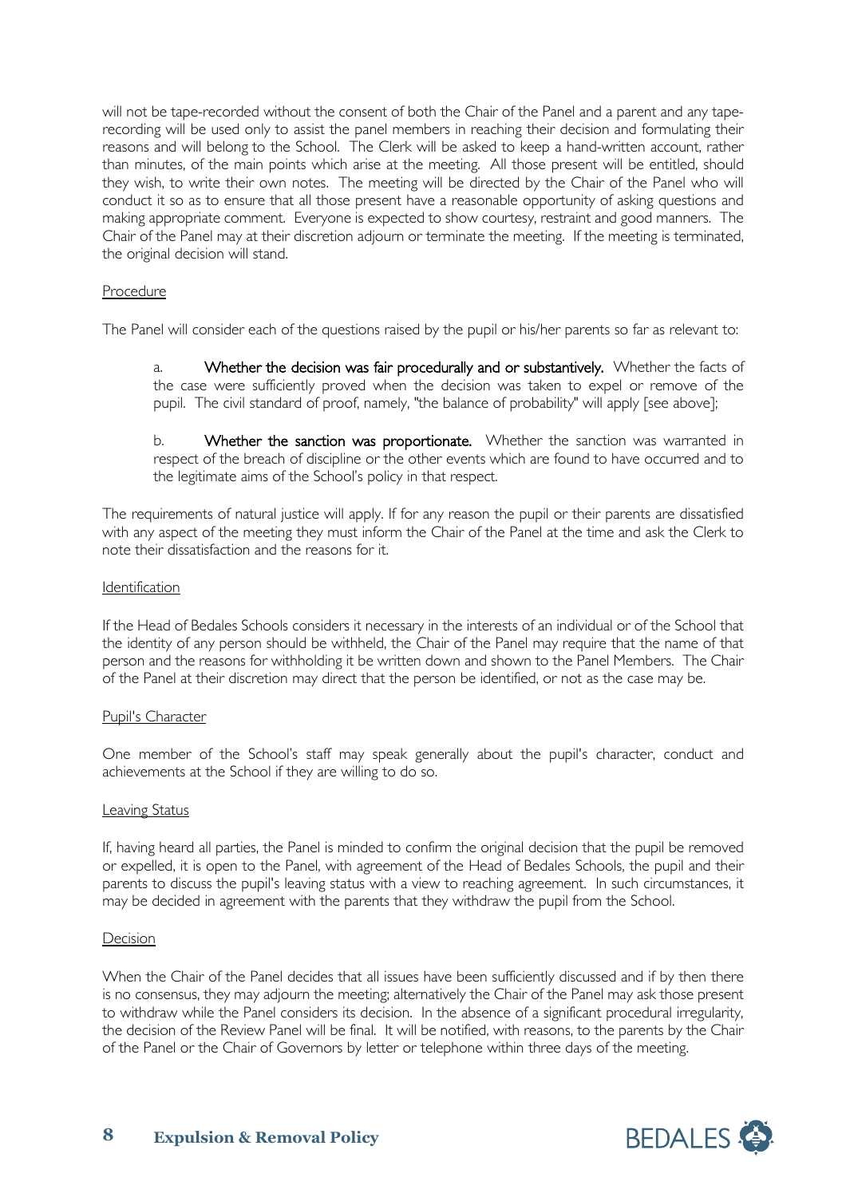will not be tape-recorded without the consent of both the Chair of the Panel and a parent and any tape-recording will be used only to assist the panel members in reaching their decision and formulating their reasons and will belong to the School. The Clerk will be asked to keep a hand-written account, rather than minutes, of the main points which arise at the meeting. All those present will be entitled, should they wish, to write their own notes. The meeting will be directed by the Chair of the Panel who will conduct it so as to ensure that all those present have a reasonable opportunity of asking questions and making appropriate comment. Everyone is expected to show courtesy, restraint and good manners. The Chair of the Panel may at their discretion adjourn or terminate the meeting. If the meeting is terminated, the original decision will stand.

<u>Procedure</u>

The Panel will consider each of the questions raised by the pupil or his/her parents so far as relevant to:

a. **Whether the decision was fair procedurally and or substantively.** Whether the facts of the case were sufficiently proved when the decision was taken to expel or remove of the pupil. The civil standard of proof, namely, "the balance of probability" will apply [see above];

b. **Whether the sanction was proportionate.** Whether the sanction was warranted in respect of the breach of discipline or the other events which are found to have occurred and to the legitimate aims of the School's policy in that respect.

The requirements of natural justice will apply. If for any reason the pupil or their parents are dissatisfied with any aspect of the meeting they must inform the Chair of the Panel at the time and ask the Clerk to note their dissatisfaction and the reasons for it.

<u>Identification</u>

If the Head of Bedales Schools considers it necessary in the interests of an individual or of the School that the identity of any person should be withheld, the Chair of the Panel may require that the name of that person and the reasons for withholding it be written down and shown to the Panel Members. The Chair of the Panel at their discretion may direct that the person be identified, or not as the case may be.

<u>Pupil's Character</u>

One member of the School's staff may speak generally about the pupil's character, conduct and achievements at the School if they are willing to do so.

<u>Leaving Status</u>

If, having heard all parties, the Panel is minded to confirm the original decision that the pupil be removed or expelled, it is open to the Panel, with agreement of the Head of Bedales Schools, the pupil and their parents to discuss the pupil's leaving status with a view to reaching agreement. In such circumstances, it may be decided in agreement with the parents that they withdraw the pupil from the School.

<u>Decision</u>

When the Chair of the Panel decides that all issues have been sufficiently discussed and if by then there is no consensus, they may adjourn the meeting; alternatively the Chair of the Panel may ask those present to withdraw while the Panel considers its decision. In the absence of a significant procedural irregularity, the decision of the Review Panel will be final. It will be notified, with reasons, to the parents by the Chair of the Panel or the Chair of Governors by letter or telephone within three days of the meeting.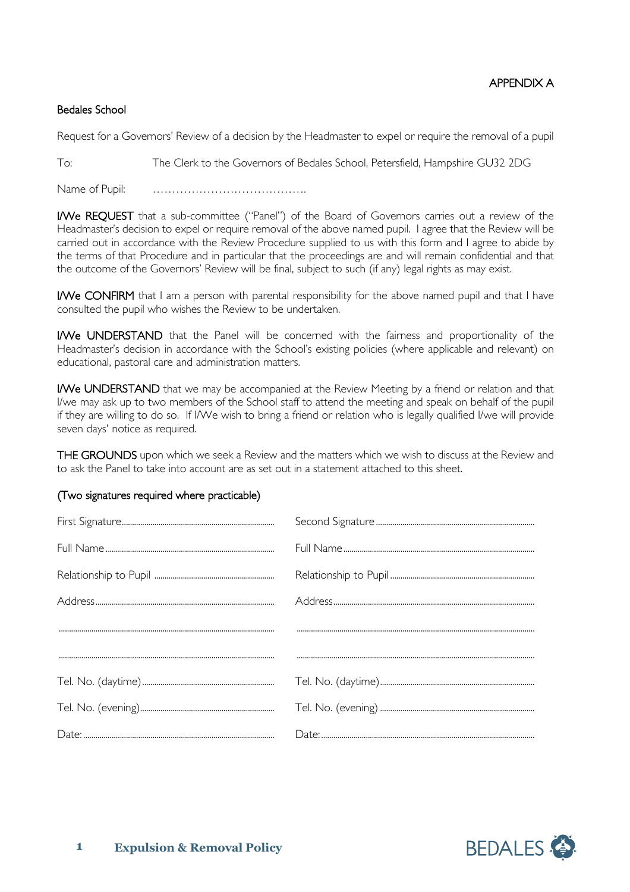APPENDIX A

**Bedales School**

Request for a Governors' Review of a decision by the Headmaster to expel or require the removal of a pupil

To: The Clerk to the Governors of Bedales School, Petersfield, Hampshire GU32 2DG

Name of Pupil: ……………………………………

**I/We REQUEST** that a sub-committee ("Panel") of the Board of Governors carries out a review of the Headmaster's decision to expel or require removal of the above named pupil. I agree that the Review will be carried out in accordance with the Review Procedure supplied to us with this form and I agree to abide by the terms of that Procedure and in particular that the proceedings are and will remain confidential and that the outcome of the Governors' Review will be final, subject to such (if any) legal rights as may exist.

**I/We CONFIRM** that I am a person with parental responsibility for the above named pupil and that I have consulted the pupil who wishes the Review to be undertaken.

**I/We UNDERSTAND** that the Panel will be concerned with the fairness and proportionality of the Headmaster's decision in accordance with the School's existing policies (where applicable and relevant) on educational, pastoral care and administration matters.

**I/We UNDERSTAND** that we may be accompanied at the Review Meeting by a friend or relation and that I/we may ask up to two members of the School staff to attend the meeting and speak on behalf of the pupil if they are willing to do so. If I/We wish to bring a friend or relation who is legally qualified I/we will provide seven days' notice as required.

**THE GROUNDS** upon which we seek a Review and the matters which we wish to discuss at the Review and to ask the Panel to take into account are as set out in a statement attached to this sheet.

**(Two signatures required where practicable)**

| | |
|---|---|
| First Signature……………………………… | Second Signature……………………………… |
| Full Name……………………………… | Full Name……………………………… |
| Relationship to Pupil ……………………………… | Relationship to Pupil……………………………… |
| Address……………………………… | Address……………………………… |
| ……………………………… | ……………………………… |
| ……………………………… | ……………………………… |
| Tel. No. (daytime)……………………………… | Tel. No. (daytime)……………………………… |
| Tel. No. (evening)……………………………… | Tel. No. (evening) ……………………………… |
| Date:……………………………… | Date:……………………………… |